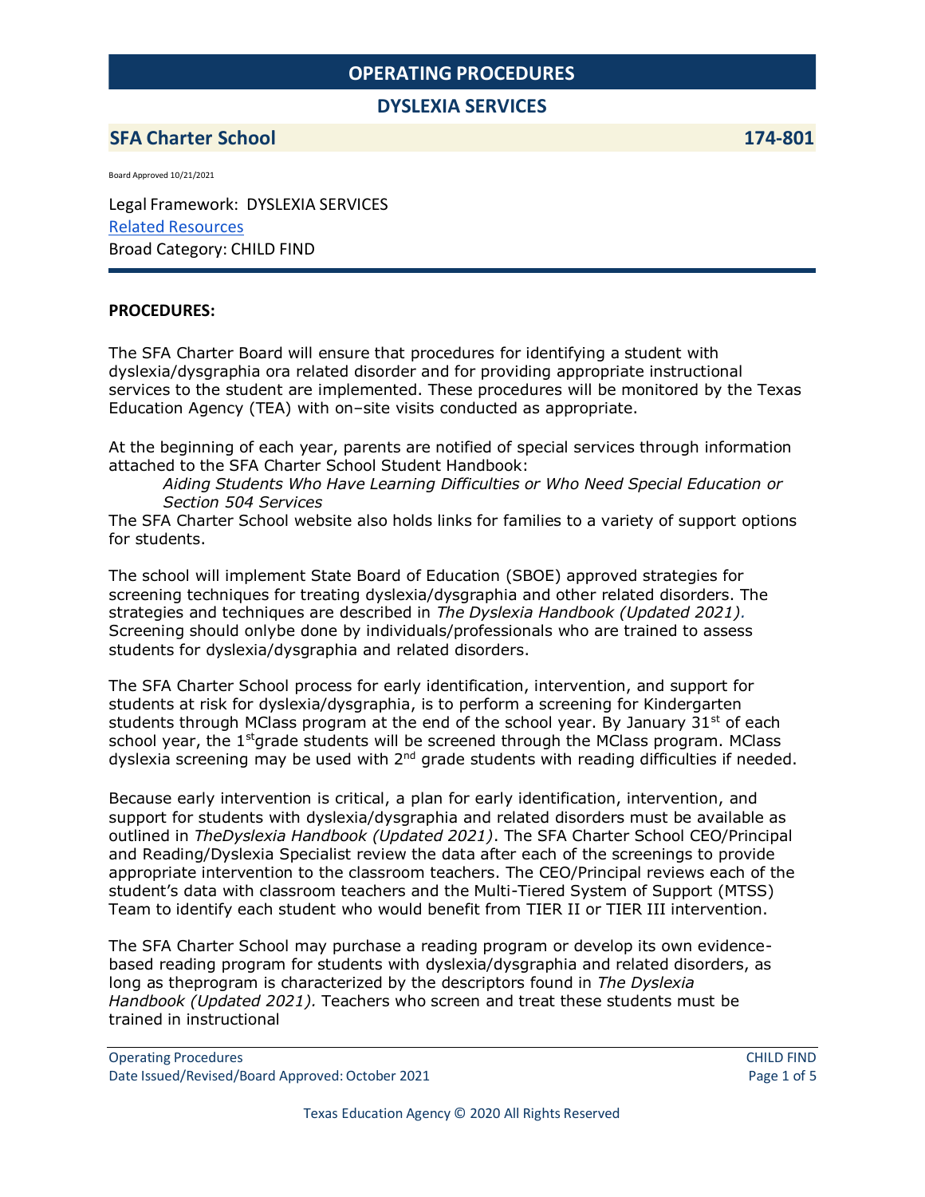# OPERATING PROCEDURES

## DYSLEXIA SERVICES

**SFA Charter School** **174-801**

Board Approved 10/21/2021

Legal Framework: DYSLEXIA SERVICES

[Related Resources](#)

Broad Category: CHILD FIND

**PROCEDURES:**

The SFA Charter Board will ensure that procedures for identifying a student with dyslexia/dysgraphia ora related disorder and for providing appropriate instructional services to the student are implemented. These procedures will be monitored by the Texas Education Agency (TEA) with on–site visits conducted as appropriate.

At the beginning of each year, parents are notified of special services through information attached to the SFA Charter School Student Handbook:

*Aiding Students Who Have Learning Difficulties or Who Need Special Education or Section 504 Services*

The SFA Charter School website also holds links for families to a variety of support options for students.

The school will implement State Board of Education (SBOE) approved strategies for screening techniques for treating dyslexia/dysgraphia and other related disorders. The strategies and techniques are described in *The Dyslexia Handbook (Updated 2021).* Screening should onlybe done by individuals/professionals who are trained to assess students for dyslexia/dysgraphia and related disorders.

The SFA Charter School process for early identification, intervention, and support for students at risk for dyslexia/dysgraphia, is to perform a screening for Kindergarten students through MClass program at the end of the school year. By January 31st of each school year, the 1stgrade students will be screened through the MClass program. MClass dyslexia screening may be used with 2nd grade students with reading difficulties if needed.

Because early intervention is critical, a plan for early identification, intervention, and support for students with dyslexia/dysgraphia and related disorders must be available as outlined in *TheDyslexia Handbook (Updated 2021)*. The SFA Charter School CEO/Principal and Reading/Dyslexia Specialist review the data after each of the screenings to provide appropriate intervention to the classroom teachers. The CEO/Principal reviews each of the student's data with classroom teachers and the Multi-Tiered System of Support (MTSS) Team to identify each student who would benefit from TIER II or TIER III intervention.

The SFA Charter School may purchase a reading program or develop its own evidence-based reading program for students with dyslexia/dysgraphia and related disorders, as long as theprogram is characterized by the descriptors found in *The Dyslexia Handbook (Updated 2021).* Teachers who screen and treat these students must be trained in instructional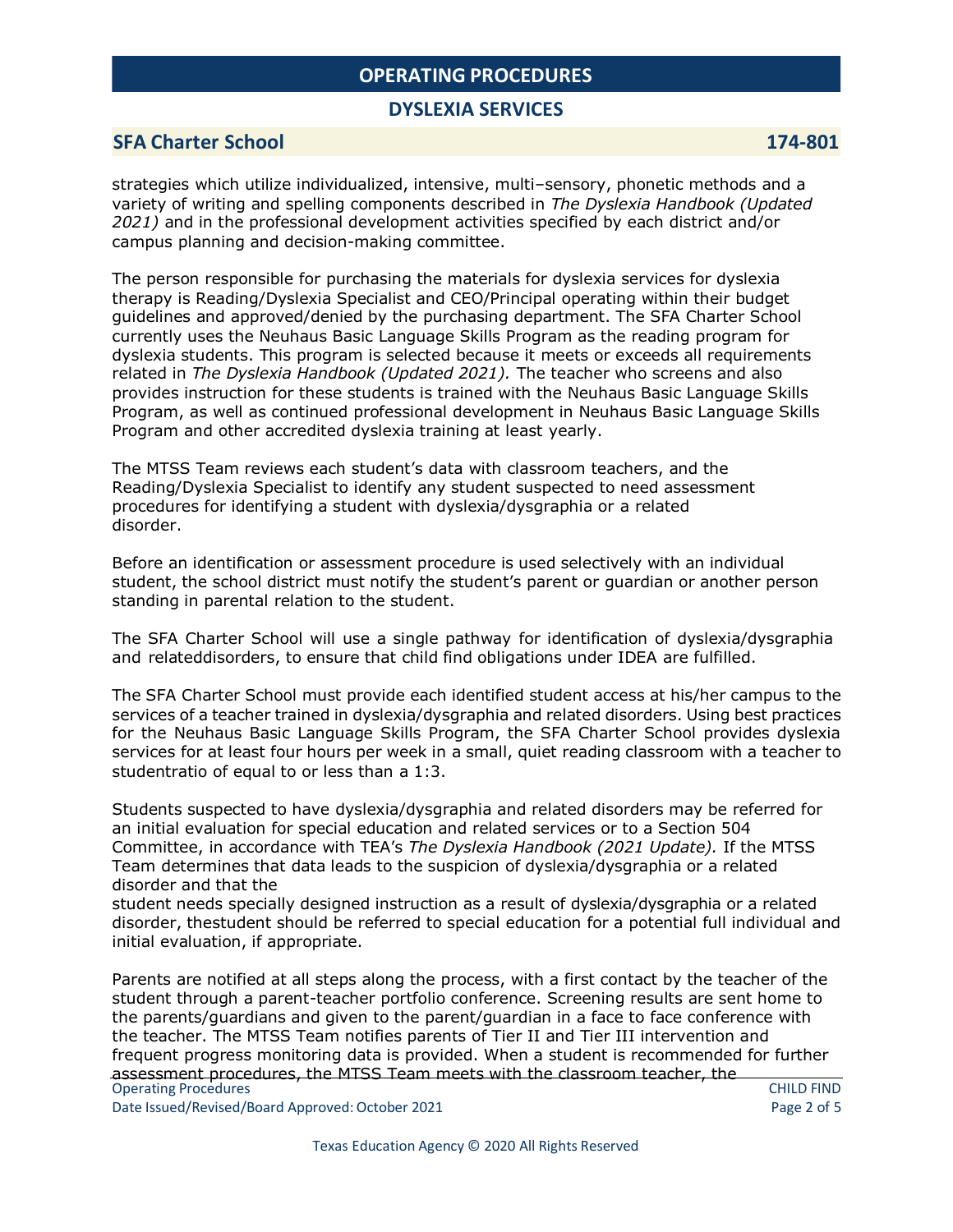strategies which utilize individualized, intensive, multi–sensory, phonetic methods and a variety of writing and spelling components described in *The Dyslexia Handbook (Updated 2021)* and in the professional development activities specified by each district and/or campus planning and decision-making committee.

The person responsible for purchasing the materials for dyslexia services for dyslexia therapy is Reading/Dyslexia Specialist and CEO/Principal operating within their budget guidelines and approved/denied by the purchasing department. The SFA Charter School currently uses the Neuhaus Basic Language Skills Program as the reading program for dyslexia students. This program is selected because it meets or exceeds all requirements related in *The Dyslexia Handbook (Updated 2021).* The teacher who screens and also provides instruction for these students is trained with the Neuhaus Basic Language Skills Program, as well as continued professional development in Neuhaus Basic Language Skills Program and other accredited dyslexia training at least yearly.

The MTSS Team reviews each student's data with classroom teachers, and the Reading/Dyslexia Specialist to identify any student suspected to need assessment procedures for identifying a student with dyslexia/dysgraphia or a related disorder.

Before an identification or assessment procedure is used selectively with an individual student, the school district must notify the student's parent or guardian or another person standing in parental relation to the student.

The SFA Charter School will use a single pathway for identification of dyslexia/dysgraphia and relateddisorders, to ensure that child find obligations under IDEA are fulfilled.

The SFA Charter School must provide each identified student access at his/her campus to the services of a teacher trained in dyslexia/dysgraphia and related disorders. Using best practices for the Neuhaus Basic Language Skills Program, the SFA Charter School provides dyslexia services for at least four hours per week in a small, quiet reading classroom with a teacher to studentratio of equal to or less than a 1:3.

Students suspected to have dyslexia/dysgraphia and related disorders may be referred for an initial evaluation for special education and related services or to a Section 504 Committee, in accordance with TEA's *The Dyslexia Handbook (2021 Update).* If the MTSS Team determines that data leads to the suspicion of dyslexia/dysgraphia or a related disorder and that the student needs specially designed instruction as a result of dyslexia/dysgraphia or a related disorder, thestudent should be referred to special education for a potential full individual and initial evaluation, if appropriate.

Parents are notified at all steps along the process, with a first contact by the teacher of the student through a parent-teacher portfolio conference. Screening results are sent home to the parents/guardians and given to the parent/guardian in a face to face conference with the teacher. The MTSS Team notifies parents of Tier II and Tier III intervention and frequent progress monitoring data is provided. When a student is recommended for further assessment procedures, the MTSS Team meets with the classroom teacher, the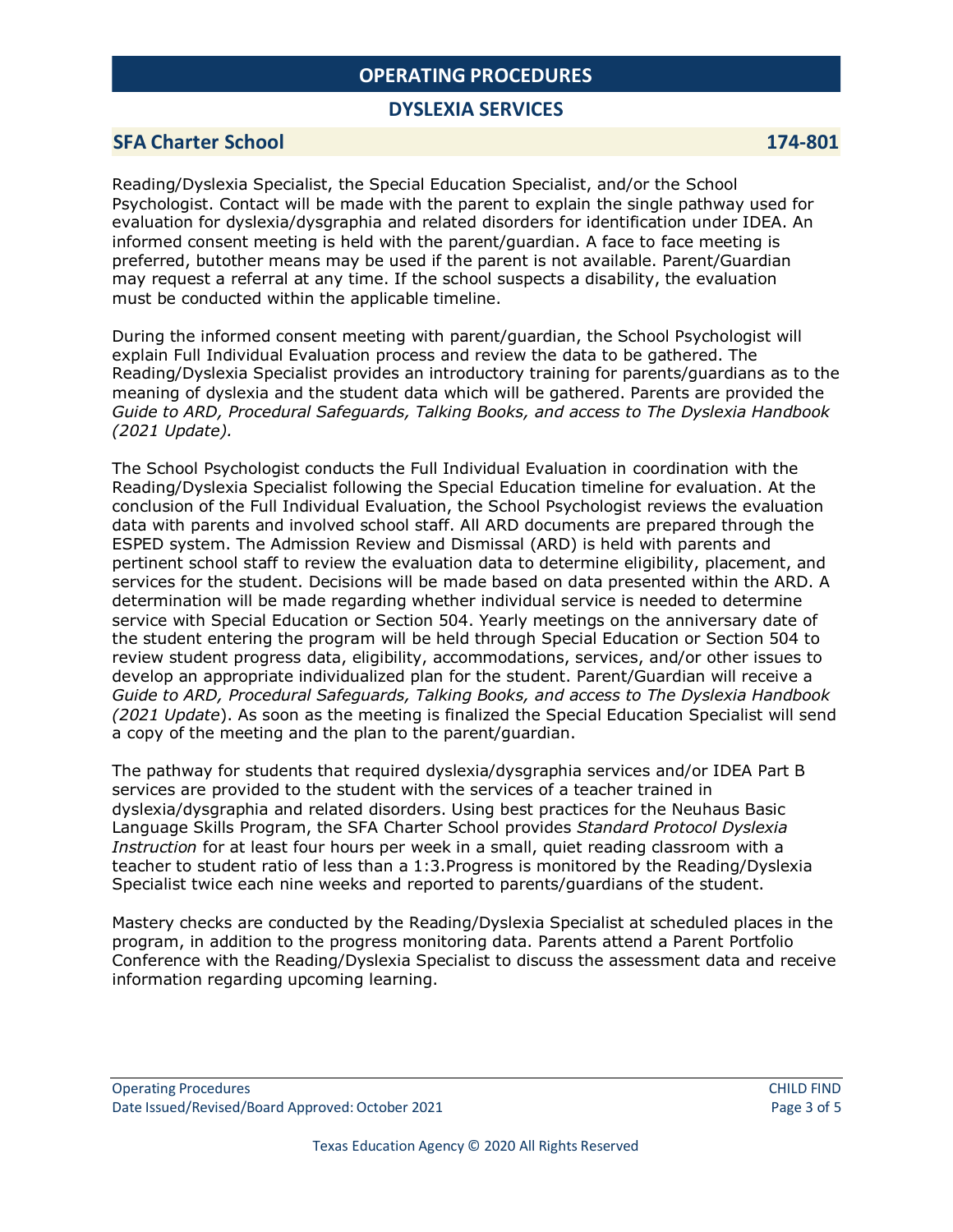Reading/Dyslexia Specialist, the Special Education Specialist, and/or the School Psychologist. Contact will be made with the parent to explain the single pathway used for evaluation for dyslexia/dysgraphia and related disorders for identification under IDEA. An informed consent meeting is held with the parent/guardian. A face to face meeting is preferred, butother means may be used if the parent is not available. Parent/Guardian may request a referral at any time. If the school suspects a disability, the evaluation must be conducted within the applicable timeline.

During the informed consent meeting with parent/guardian, the School Psychologist will explain Full Individual Evaluation process and review the data to be gathered. The Reading/Dyslexia Specialist provides an introductory training for parents/guardians as to the meaning of dyslexia and the student data which will be gathered. Parents are provided the *Guide to ARD, Procedural Safeguards, Talking Books, and access to The Dyslexia Handbook (2021 Update).*

The School Psychologist conducts the Full Individual Evaluation in coordination with the Reading/Dyslexia Specialist following the Special Education timeline for evaluation. At the conclusion of the Full Individual Evaluation, the School Psychologist reviews the evaluation data with parents and involved school staff. All ARD documents are prepared through the ESPED system. The Admission Review and Dismissal (ARD) is held with parents and pertinent school staff to review the evaluation data to determine eligibility, placement, and services for the student. Decisions will be made based on data presented within the ARD. A determination will be made regarding whether individual service is needed to determine service with Special Education or Section 504. Yearly meetings on the anniversary date of the student entering the program will be held through Special Education or Section 504 to review student progress data, eligibility, accommodations, services, and/or other issues to develop an appropriate individualized plan for the student. Parent/Guardian will receive a *Guide to ARD, Procedural Safeguards, Talking Books, and access to The Dyslexia Handbook (2021 Update*). As soon as the meeting is finalized the Special Education Specialist will send a copy of the meeting and the plan to the parent/guardian.

The pathway for students that required dyslexia/dysgraphia services and/or IDEA Part B services are provided to the student with the services of a teacher trained in dyslexia/dysgraphia and related disorders. Using best practices for the Neuhaus Basic Language Skills Program, the SFA Charter School provides *Standard Protocol Dyslexia Instruction* for at least four hours per week in a small, quiet reading classroom with a teacher to student ratio of less than a 1:3.Progress is monitored by the Reading/Dyslexia Specialist twice each nine weeks and reported to parents/guardians of the student.

Mastery checks are conducted by the Reading/Dyslexia Specialist at scheduled places in the program, in addition to the progress monitoring data. Parents attend a Parent Portfolio Conference with the Reading/Dyslexia Specialist to discuss the assessment data and receive information regarding upcoming learning.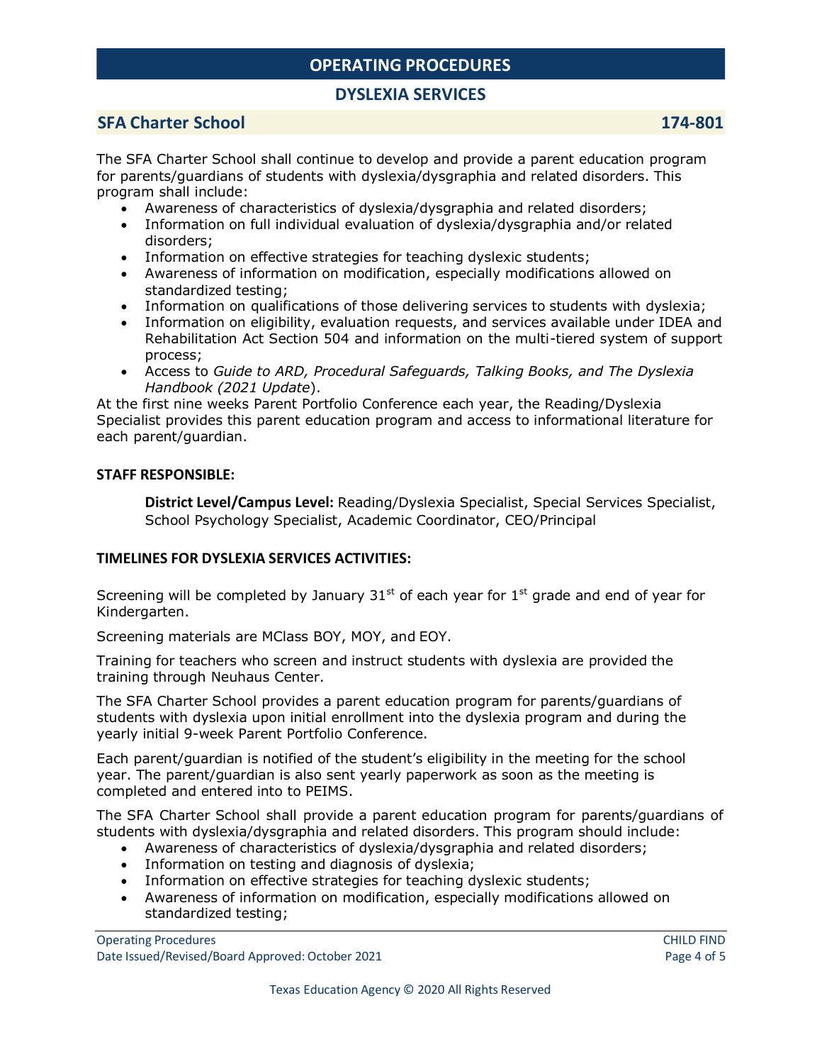# OPERATING PROCEDURES

## DYSLEXIA SERVICES

### SFA Charter School 174-801

The SFA Charter School shall continue to develop and provide a parent education program for parents/guardians of students with dyslexia/dysgraphia and related disorders. This program shall include:

- Awareness of characteristics of dyslexia/dysgraphia and related disorders;
- Information on full individual evaluation of dyslexia/dysgraphia and/or related disorders;
- Information on effective strategies for teaching dyslexic students;
- Awareness of information on modification, especially modifications allowed on standardized testing;
- Information on qualifications of those delivering services to students with dyslexia;
- Information on eligibility, evaluation requests, and services available under IDEA and Rehabilitation Act Section 504 and information on the multi-tiered system of support process;
- Access to *Guide to ARD, Procedural Safeguards, Talking Books, and The Dyslexia Handbook (2021 Update*).

At the first nine weeks Parent Portfolio Conference each year, the Reading/Dyslexia Specialist provides this parent education program and access to informational literature for each parent/guardian.

**STAFF RESPONSIBLE:**

**District Level/Campus Level:** Reading/Dyslexia Specialist, Special Services Specialist, School Psychology Specialist, Academic Coordinator, CEO/Principal

**TIMELINES FOR DYSLEXIA SERVICES ACTIVITIES:**

Screening will be completed by January 31st of each year for 1st grade and end of year for Kindergarten.

Screening materials are MClass BOY, MOY, and EOY.

Training for teachers who screen and instruct students with dyslexia are provided the training through Neuhaus Center.

The SFA Charter School provides a parent education program for parents/guardians of students with dyslexia upon initial enrollment into the dyslexia program and during the yearly initial 9-week Parent Portfolio Conference.

Each parent/guardian is notified of the student's eligibility in the meeting for the school year. The parent/guardian is also sent yearly paperwork as soon as the meeting is completed and entered into to PEIMS.

The SFA Charter School shall provide a parent education program for parents/guardians of students with dyslexia/dysgraphia and related disorders. This program should include:

- Awareness of characteristics of dyslexia/dysgraphia and related disorders;
- Information on testing and diagnosis of dyslexia;
- Information on effective strategies for teaching dyslexic students;
- Awareness of information on modification, especially modifications allowed on standardized testing;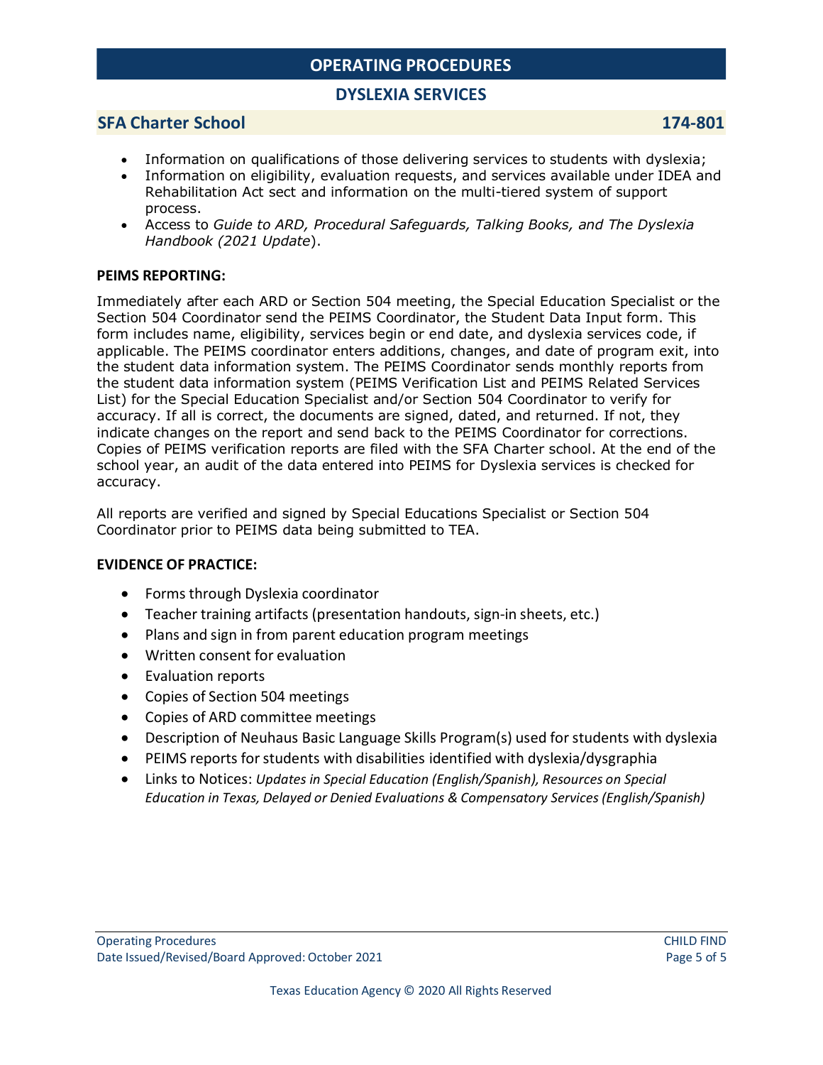- Information on qualifications of those delivering services to students with dyslexia;
- Information on eligibility, evaluation requests, and services available under IDEA and Rehabilitation Act sect and information on the multi-tiered system of support process.
- Access to *Guide to ARD, Procedural Safeguards, Talking Books, and The Dyslexia Handbook (2021 Update*).

**PEIMS REPORTING:**

Immediately after each ARD or Section 504 meeting, the Special Education Specialist or the Section 504 Coordinator send the PEIMS Coordinator, the Student Data Input form. This form includes name, eligibility, services begin or end date, and dyslexia services code, if applicable. The PEIMS coordinator enters additions, changes, and date of program exit, into the student data information system. The PEIMS Coordinator sends monthly reports from the student data information system (PEIMS Verification List and PEIMS Related Services List) for the Special Education Specialist and/or Section 504 Coordinator to verify for accuracy. If all is correct, the documents are signed, dated, and returned. If not, they indicate changes on the report and send back to the PEIMS Coordinator for corrections. Copies of PEIMS verification reports are filed with the SFA Charter school. At the end of the school year, an audit of the data entered into PEIMS for Dyslexia services is checked for accuracy.

All reports are verified and signed by Special Educations Specialist or Section 504 Coordinator prior to PEIMS data being submitted to TEA.

**EVIDENCE OF PRACTICE:**

- Forms through Dyslexia coordinator
- Teacher training artifacts (presentation handouts, sign-in sheets, etc.)
- Plans and sign in from parent education program meetings
- Written consent for evaluation
- Evaluation reports
- Copies of Section 504 meetings
- Copies of ARD committee meetings
- Description of Neuhaus Basic Language Skills Program(s) used for students with dyslexia
- PEIMS reports for students with disabilities identified with dyslexia/dysgraphia
- Links to Notices: *Updates in Special Education (English/Spanish), Resources on Special Education in Texas, Delayed or Denied Evaluations & Compensatory Services (English/Spanish)*